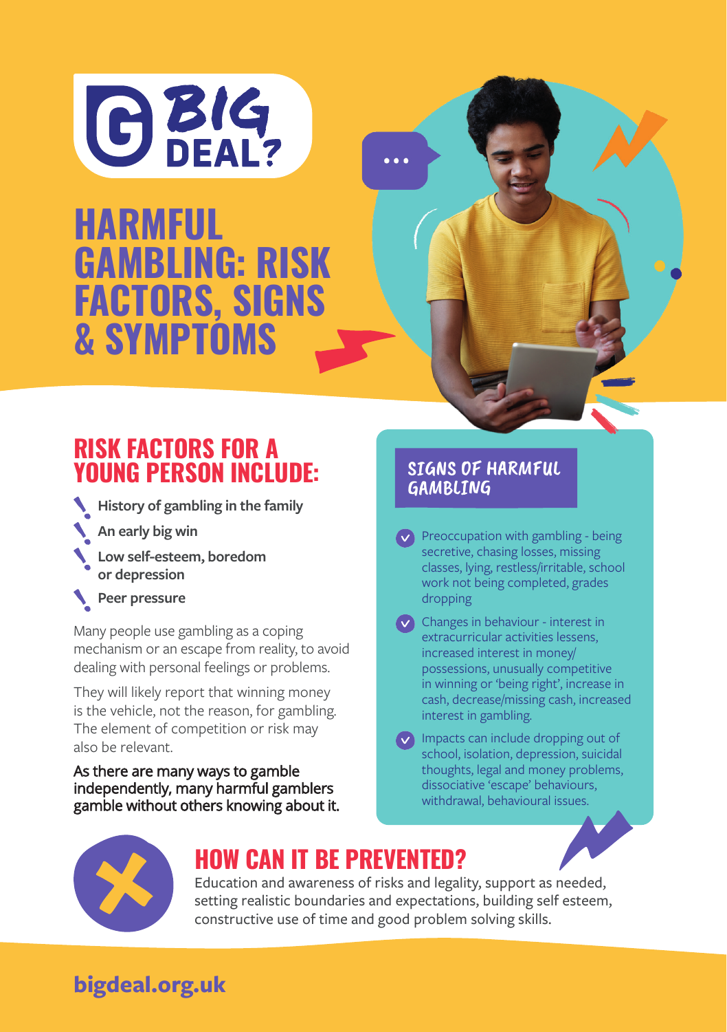BIG DEAL?

# HARMFUL GAMBLING: RISK FACTORS, SIGNS & SYMPTOMS

## RISK FACTORS FOR A YOUNG PERSON INCLUDE:

- **History of gambling in the family**
- **An early big win**
- **Low self-esteem, boredom or depression**
- **Peer pressure**

Many people use gambling as a coping mechanism or an escape from reality, to avoid dealing with personal feelings or problems.

They will likely report that winning money is the vehicle, not the reason, for gambling. The element of competition or risk may also be relevant.

As there are many ways to gamble independently, many harmful gamblers gamble without others knowing about it.

## SIGNS OF HARMFUL GAMBLING

- Preoccupation with gambling - being secretive, chasing losses, missing classes, lying, restless/irritable, school work not being completed, grades dropping
- Changes in behaviour - interest in extracurricular activities lessens, increased interest in money/ possessions, unusually competitive in winning or 'being right', increase in cash, decrease/missing cash, increased interest in gambling.
- Impacts can include dropping out of school, isolation, depression, suicidal thoughts, legal and money problems, dissociative 'escape' behaviours, withdrawal, behavioural issues.

## HOW CAN IT BE PREVENTED?

Education and awareness of risks and legality, support as needed, setting realistic boundaries and expectations, building self esteem, constructive use of time and good problem solving skills.

**bigdeal.org.uk**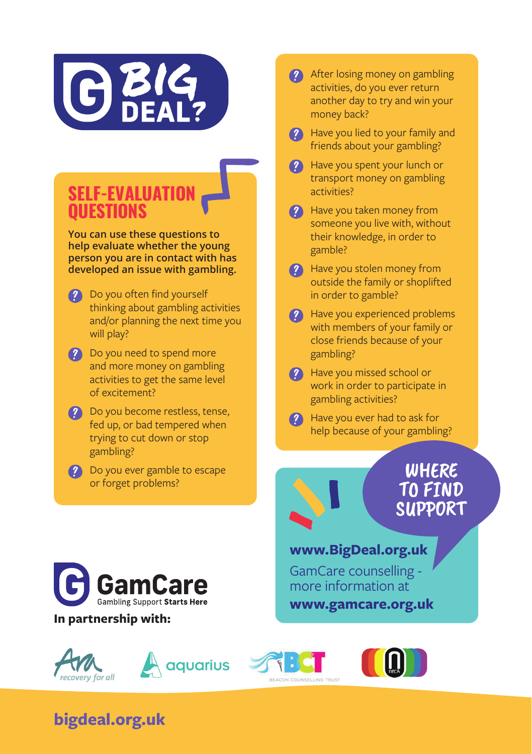# BIG DEAL?

## SELF-EVALUATION QUESTIONS

**You can use these questions to help evaluate whether the young person you are in contact with has developed an issue with gambling.**

- Do you often find yourself thinking about gambling activities and/or planning the next time you will play?
- Do you need to spend more and more money on gambling activities to get the same level of excitement?
- Do you become restless, tense, fed up, or bad tempered when trying to cut down or stop gambling?
- Do you ever gamble to escape or forget problems?
- After losing money on gambling activities, do you ever return another day to try and win your money back?
- Have you lied to your family and friends about your gambling?
- Have you spent your lunch or transport money on gambling activities?
- Have you taken money from someone you live with, without their knowledge, in order to gamble?
- Have you stolen money from outside the family or shoplifted in order to gamble?
- Have you experienced problems with members of your family or close friends because of your gambling?
- Have you missed school or work in order to participate in gambling activities?
- Have you ever had to ask for help because of your gambling?

## WHERE TO FIND SUPPORT

**www.BigDeal.org.uk**

GamCare counselling - more information at

**www.gamcare.org.uk**

GamCare
Gambling Support **Starts Here**

**In partnership with:**

ARA recovery for all | aquarius | BCT Beacon Counselling Trust | NECA

**bigdeal.org.uk**